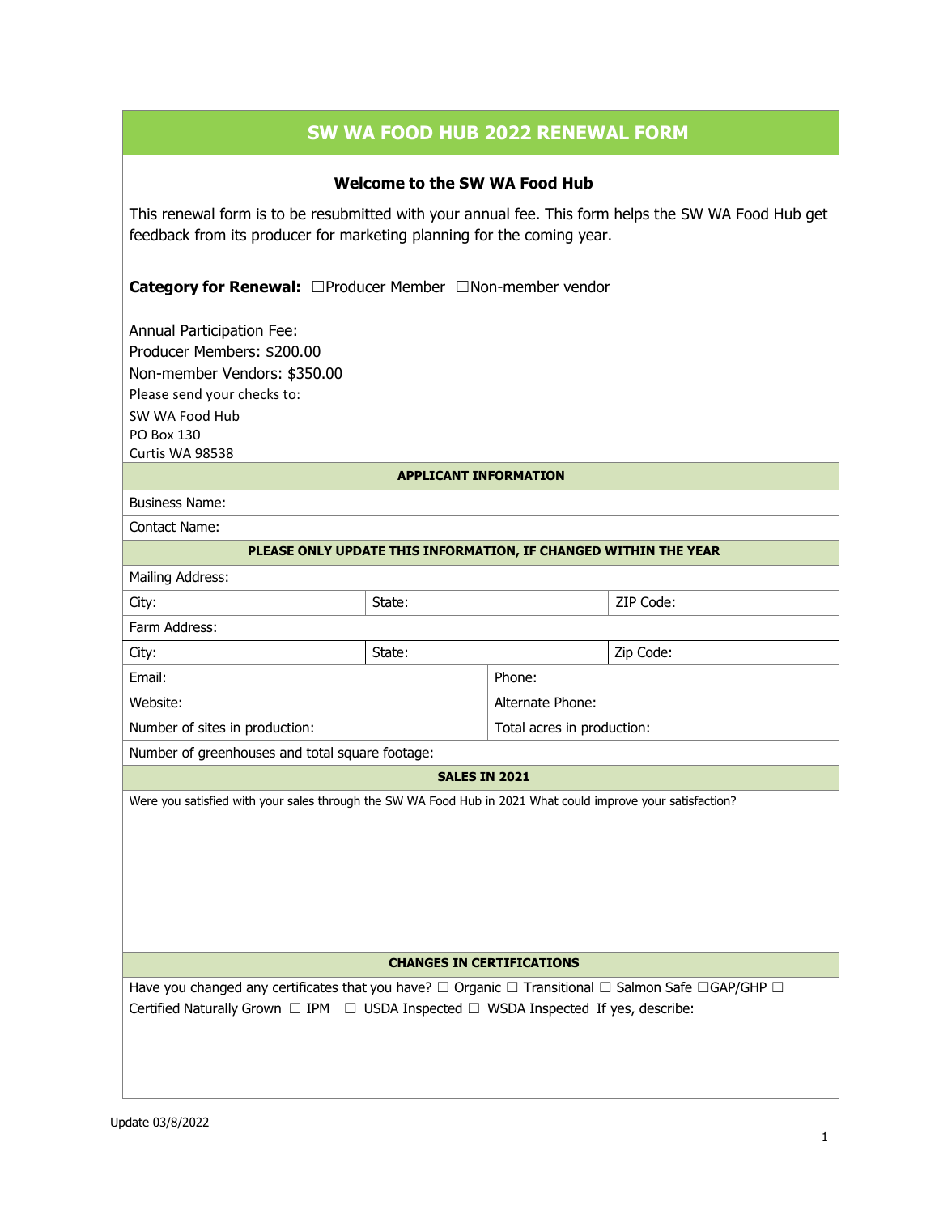# SW WA FOOD HUB 2022 RENEWAL FORM

### Welcome to the SW WA Food Hub

This renewal form is to be resubmitted with your annual fee. This form helps the SW WA Food Hub get feedback from its producer for marketing planning for the coming year.

**Category for Renewal:** ☐Producer Member ☐Non-member vendor

Annual Participation Fee:
Producer Members: $200.00
Non-member Vendors: $350.00
Please send your checks to:
SW WA Food Hub
PO Box 130
Curtis WA 98538

**APPLICANT INFORMATION**

Business Name:

Contact Name:

**PLEASE ONLY UPDATE THIS INFORMATION, IF CHANGED WITHIN THE YEAR**

Mailing Address:

| City: | State: | ZIP Code: |
|---|---|---|

Farm Address:

| City: | State: | Zip Code: |
|---|---|---|

| Email: | Phone: |
|---|---|
| Website: | Alternate Phone: |
| Number of sites in production: | Total acres in production: |

Number of greenhouses and total square footage:

**SALES IN 2021**

Were you satisfied with your sales through the SW WA Food Hub in 2021 What could improve your satisfaction?

**CHANGES IN CERTIFICATIONS**

Have you changed any certificates that you have? ☐ Organic ☐ Transitional ☐ Salmon Safe ☐GAP/GHP ☐ Certified Naturally Grown ☐ IPM ☐ USDA Inspected ☐ WSDA Inspected If yes, describe:

Update 03/8/2022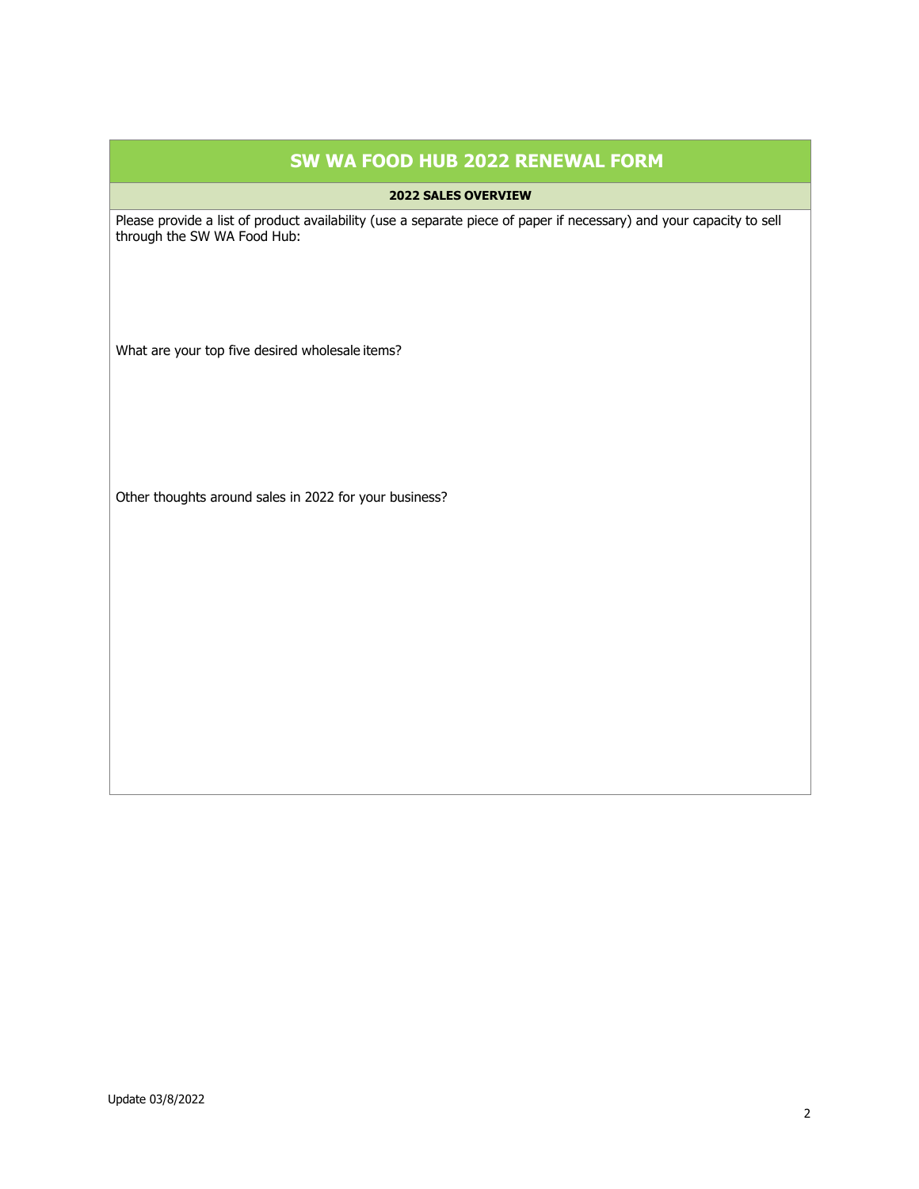# SW WA FOOD HUB 2022 RENEWAL FORM

**2022 SALES OVERVIEW**

Please provide a list of product availability (use a separate piece of paper if necessary) and your capacity to sell through the SW WA Food Hub:

What are your top five desired wholesale items?

Other thoughts around sales in 2022 for your business?

Update 03/8/2022